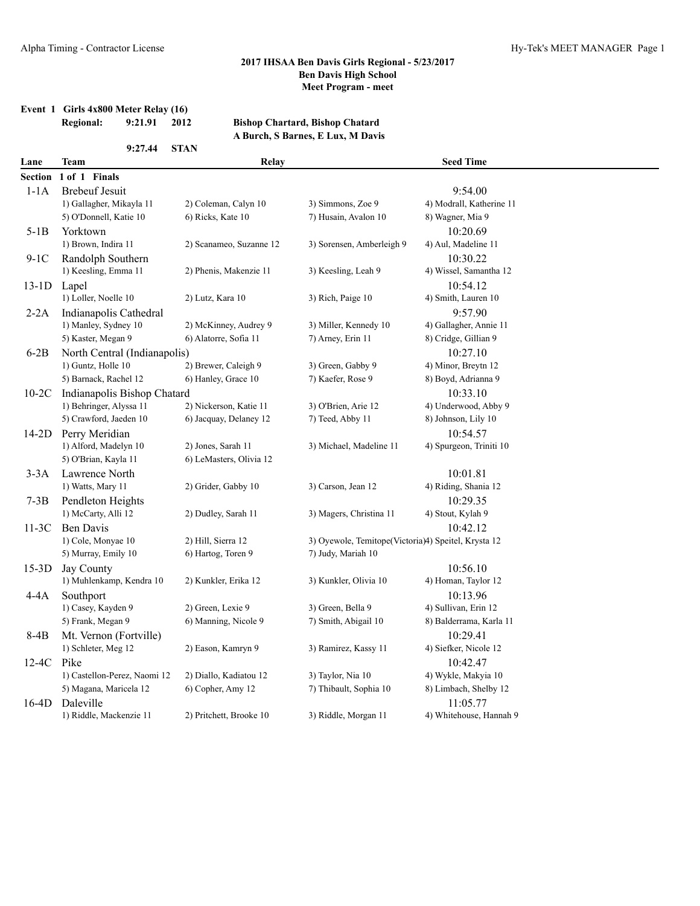## 2017 IHSAA Ben Davis Girls Regional - 5/23/2017
### Ben Davis High School
### Meet Program - meet

**Event 1 Girls 4x800 Meter Relay (16)**

**Regional: 9:21.91 2012 Bishop Chartard, Bishop Chatard**
**A Burch, S Barnes, E Lux, M Davis**

**9:27.44 STAN**

| Lane | Team | Relay | | Seed Time |
|---|---|---|---|---|
| **Section 1 of 1 Finals** | | | | |
| 1-1A | Brebeuf Jesuit | | | 9:54.00 |
| | 1) Gallagher, Mikayla 11 | 2) Coleman, Calyn 10 | 3) Simmons, Zoe 9 | 4) Modrall, Katherine 11 |
| | 5) O'Donnell, Katie 10 | 6) Ricks, Kate 10 | 7) Husain, Avalon 10 | 8) Wagner, Mia 9 |
| 5-1B | Yorktown | | | 10:20.69 |
| | 1) Brown, Indira 11 | 2) Scanameo, Suzanne 12 | 3) Sorensen, Amberleigh 9 | 4) Aul, Madeline 11 |
| 9-1C | Randolph Southern | | | 10:30.22 |
| | 1) Keesling, Emma 11 | 2) Phenis, Makenzie 11 | 3) Keesling, Leah 9 | 4) Wissel, Samantha 12 |
| 13-1D | Lapel | | | 10:54.12 |
| | 1) Loller, Noelle 10 | 2) Lutz, Kara 10 | 3) Rich, Paige 10 | 4) Smith, Lauren 10 |
| 2-2A | Indianapolis Cathedral | | | 9:57.90 |
| | 1) Manley, Sydney 10 | 2) McKinney, Audrey 9 | 3) Miller, Kennedy 10 | 4) Gallagher, Annie 11 |
| | 5) Kaster, Megan 9 | 6) Alatorre, Sofia 11 | 7) Arney, Erin 11 | 8) Cridge, Gillian 9 |
| 6-2B | North Central (Indianapolis) | | | 10:27.10 |
| | 1) Guntz, Holle 10 | 2) Brewer, Caleigh 9 | 3) Green, Gabby 9 | 4) Minor, Breytn 12 |
| | 5) Barnack, Rachel 12 | 6) Hanley, Grace 10 | 7) Kaefer, Rose 9 | 8) Boyd, Adrianna 9 |
| 10-2C | Indianapolis Bishop Chatard | | | 10:33.10 |
| | 1) Behringer, Alyssa 11 | 2) Nickerson, Katie 11 | 3) O'Brien, Arie 12 | 4) Underwood, Abby 9 |
| | 5) Crawford, Jaeden 10 | 6) Jacquay, Delaney 12 | 7) Teed, Abby 11 | 8) Johnson, Lily 10 |
| 14-2D | Perry Meridian | | | 10:54.57 |
| | 1) Alford, Madelyn 10 | 2) Jones, Sarah 11 | 3) Michael, Madeline 11 | 4) Spurgeon, Triniti 10 |
| | 5) O'Brian, Kayla 11 | 6) LeMasters, Olivia 12 | | |
| 3-3A | Lawrence North | | | 10:01.81 |
| | 1) Watts, Mary 11 | 2) Grider, Gabby 10 | 3) Carson, Jean 12 | 4) Riding, Shania 12 |
| 7-3B | Pendleton Heights | | | 10:29.35 |
| | 1) McCarty, Alli 12 | 2) Dudley, Sarah 11 | 3) Magers, Christina 11 | 4) Stout, Kylah 9 |
| 11-3C | Ben Davis | | | 10:42.12 |
| | 1) Cole, Monyae 10 | 2) Hill, Sierra 12 | 3) Oyewole, Temitope(Victoria) | 4) Speitel, Krysta 12 |
| | 5) Murray, Emily 10 | 6) Hartog, Toren 9 | 7) Judy, Mariah 10 | |
| 15-3D | Jay County | | | 10:56.10 |
| | 1) Muhlenkamp, Kendra 10 | 2) Kunkler, Erika 12 | 3) Kunkler, Olivia 10 | 4) Homan, Taylor 12 |
| 4-4A | Southport | | | 10:13.96 |
| | 1) Casey, Kayden 9 | 2) Green, Lexie 9 | 3) Green, Bella 9 | 4) Sullivan, Erin 12 |
| | 5) Frank, Megan 9 | 6) Manning, Nicole 9 | 7) Smith, Abigail 10 | 8) Balderrama, Karla 11 |
| 8-4B | Mt. Vernon (Fortville) | | | 10:29.41 |
| | 1) Schleter, Meg 12 | 2) Eason, Kamryn 9 | 3) Ramirez, Kassy 11 | 4) Siefker, Nicole 12 |
| 12-4C | Pike | | | 10:42.47 |
| | 1) Castellon-Perez, Naomi 12 | 2) Diallo, Kadiatou 12 | 3) Taylor, Nia 10 | 4) Wykle, Makyia 10 |
| | 5) Magana, Maricela 12 | 6) Copher, Amy 12 | 7) Thibault, Sophia 10 | 8) Limbach, Shelby 12 |
| 16-4D | Daleville | | | 11:05.77 |
| | 1) Riddle, Mackenzie 11 | 2) Pritchett, Brooke 10 | 3) Riddle, Morgan 11 | 4) Whitehouse, Hannah 9 |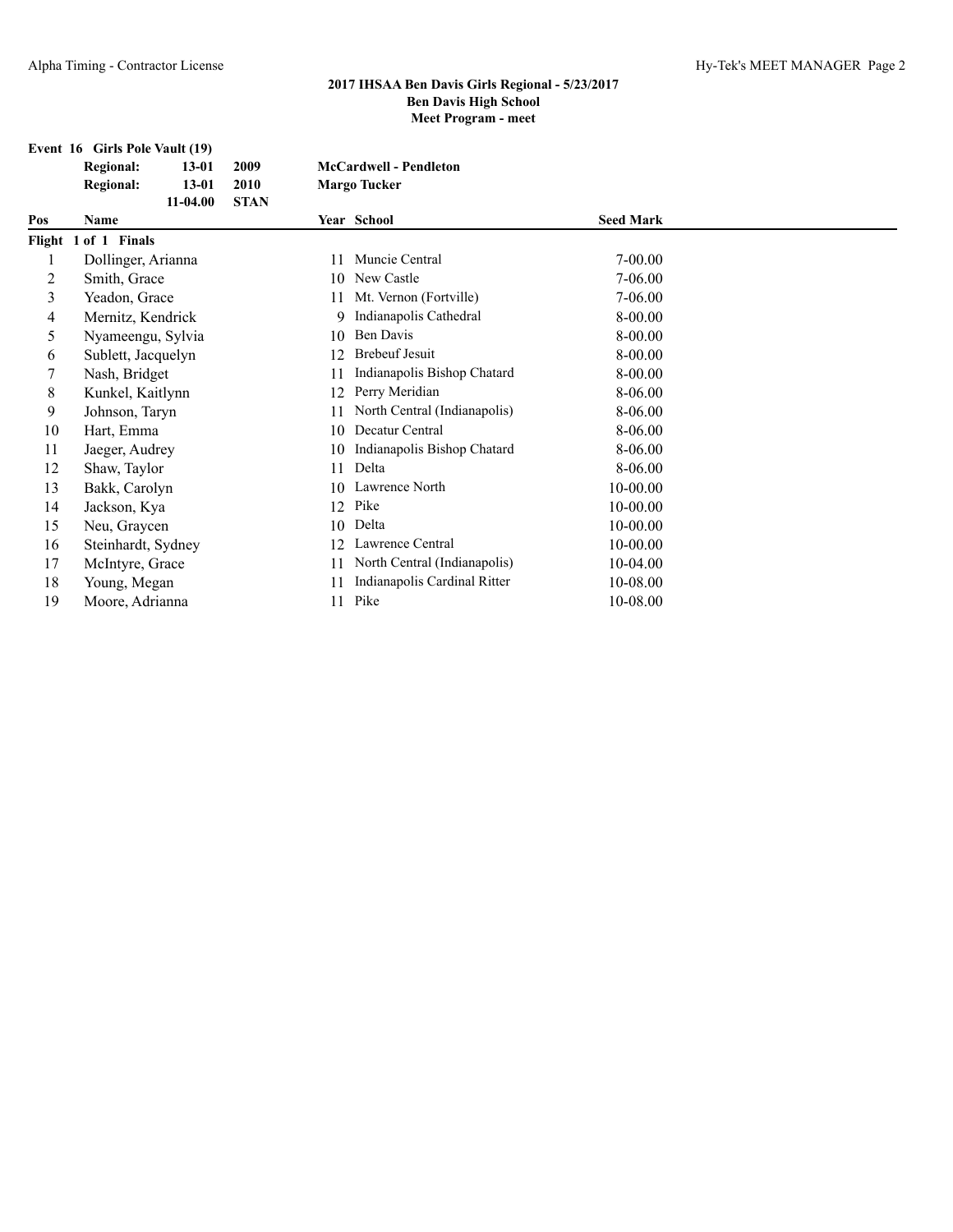## 2017 IHSAA Ben Davis Girls Regional - 5/23/2017
## Ben Davis High School
## Meet Program - meet

**Event 16 Girls Pole Vault (19)**

| | | | |
|---|---|---|---|
| **Regional:** | **13-01** | **2009** | **McCardwell - Pendleton** |
| **Regional:** | **13-01** | **2010** | **Margo Tucker** |
| | **11-04.00** | **STAN** | |

**Flight 1 of 1 Finals**

| Pos | Name | Year | School | Seed Mark |
|---|---|---|---|---|
| 1 | Dollinger, Arianna | 11 | Muncie Central | 7-00.00 |
| 2 | Smith, Grace | 10 | New Castle | 7-06.00 |
| 3 | Yeadon, Grace | 11 | Mt. Vernon (Fortville) | 7-06.00 |
| 4 | Mernitz, Kendrick | 9 | Indianapolis Cathedral | 8-00.00 |
| 5 | Nyameengu, Sylvia | 10 | Ben Davis | 8-00.00 |
| 6 | Sublett, Jacquelyn | 12 | Brebeuf Jesuit | 8-00.00 |
| 7 | Nash, Bridget | 11 | Indianapolis Bishop Chatard | 8-00.00 |
| 8 | Kunkel, Kaitlynn | 12 | Perry Meridian | 8-06.00 |
| 9 | Johnson, Taryn | 11 | North Central (Indianapolis) | 8-06.00 |
| 10 | Hart, Emma | 10 | Decatur Central | 8-06.00 |
| 11 | Jaeger, Audrey | 10 | Indianapolis Bishop Chatard | 8-06.00 |
| 12 | Shaw, Taylor | 11 | Delta | 8-06.00 |
| 13 | Bakk, Carolyn | 10 | Lawrence North | 10-00.00 |
| 14 | Jackson, Kya | 12 | Pike | 10-00.00 |
| 15 | Neu, Graycen | 10 | Delta | 10-00.00 |
| 16 | Steinhardt, Sydney | 12 | Lawrence Central | 10-00.00 |
| 17 | McIntyre, Grace | 11 | North Central (Indianapolis) | 10-04.00 |
| 18 | Young, Megan | 11 | Indianapolis Cardinal Ritter | 10-08.00 |
| 19 | Moore, Adrianna | 11 | Pike | 10-08.00 |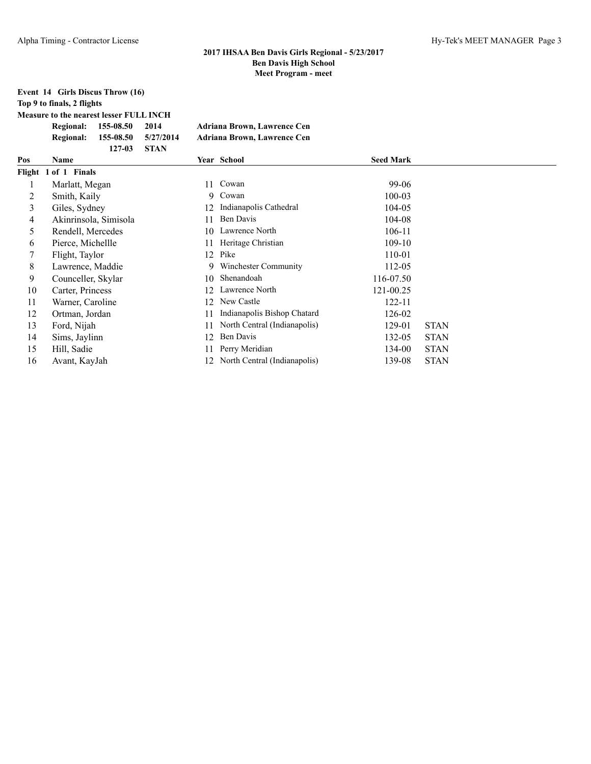**2017 IHSAA Ben Davis Girls Regional - 5/23/2017**
**Ben Davis High School**
**Meet Program - meet**

**Event 14 Girls Discus Throw (16)**
**Top 9 to finals, 2 flights**
**Measure to the nearest lesser FULL INCH**

| | | | |
|---|---|---|---|
| **Regional:** | **155-08.50** | **2014** | **Adriana Brown, Lawrence Cen** |
| **Regional:** | **155-08.50** | **5/27/2014** | **Adriana Brown, Lawrence Cen** |
| | **127-03** | **STAN** | |

| Pos | Name | Year | School | Seed Mark | |
|---|---|---|---|---|---|
| **Flight 1 of 1 Finals** | | | | | |
| 1 | Marlatt, Megan | 11 | Cowan | 99-06 | |
| 2 | Smith, Kaily | 9 | Cowan | 100-03 | |
| 3 | Giles, Sydney | 12 | Indianapolis Cathedral | 104-05 | |
| 4 | Akinrinsola, Simisola | 11 | Ben Davis | 104-08 | |
| 5 | Rendell, Mercedes | 10 | Lawrence North | 106-11 | |
| 6 | Pierce, Michellle | 11 | Heritage Christian | 109-10 | |
| 7 | Flight, Taylor | 12 | Pike | 110-01 | |
| 8 | Lawrence, Maddie | 9 | Winchester Community | 112-05 | |
| 9 | Counceller, Skylar | 10 | Shenandoah | 116-07.50 | |
| 10 | Carter, Princess | 12 | Lawrence North | 121-00.25 | |
| 11 | Warner, Caroline | 12 | New Castle | 122-11 | |
| 12 | Ortman, Jordan | 11 | Indianapolis Bishop Chatard | 126-02 | |
| 13 | Ford, Nijah | 11 | North Central (Indianapolis) | 129-01 | STAN |
| 14 | Sims, Jaylinn | 12 | Ben Davis | 132-05 | STAN |
| 15 | Hill, Sadie | 11 | Perry Meridian | 134-00 | STAN |
| 16 | Avant, KayJah | 12 | North Central (Indianapolis) | 139-08 | STAN |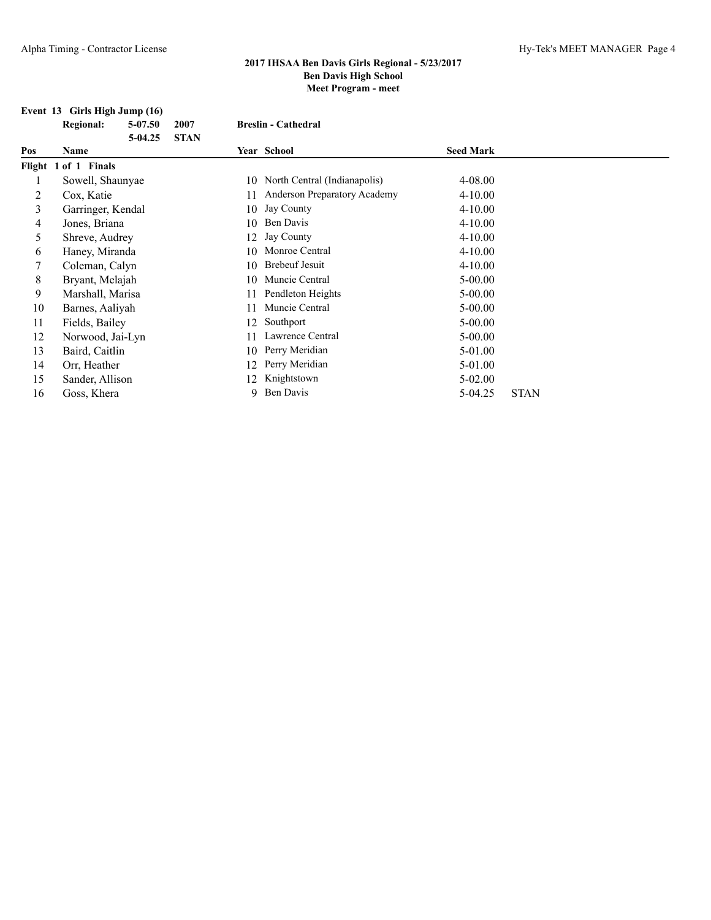**2017 IHSAA Ben Davis Girls Regional - 5/23/2017**
**Ben Davis High School**
**Meet Program - meet**

**Event 13 Girls High Jump (16)**

| | | | |
|---|---|---|---|
| **Regional:** | **5-07.50** | **2007** | **Breslin - Cathedral** |
| | **5-04.25** | **STAN** | |

| Pos | Name | Year | School | Seed Mark | |
|---|---|---|---|---|---|
| **Flight 1 of 1 Finals** | | | | | |
| 1 | Sowell, Shaunyae | 10 | North Central (Indianapolis) | 4-08.00 | |
| 2 | Cox, Katie | 11 | Anderson Preparatory Academy | 4-10.00 | |
| 3 | Garringer, Kendal | 10 | Jay County | 4-10.00 | |
| 4 | Jones, Briana | 10 | Ben Davis | 4-10.00 | |
| 5 | Shreve, Audrey | 12 | Jay County | 4-10.00 | |
| 6 | Haney, Miranda | 10 | Monroe Central | 4-10.00 | |
| 7 | Coleman, Calyn | 10 | Brebeuf Jesuit | 4-10.00 | |
| 8 | Bryant, Melajah | 10 | Muncie Central | 5-00.00 | |
| 9 | Marshall, Marisa | 11 | Pendleton Heights | 5-00.00 | |
| 10 | Barnes, Aaliyah | 11 | Muncie Central | 5-00.00 | |
| 11 | Fields, Bailey | 12 | Southport | 5-00.00 | |
| 12 | Norwood, Jai-Lyn | 11 | Lawrence Central | 5-00.00 | |
| 13 | Baird, Caitlin | 10 | Perry Meridian | 5-01.00 | |
| 14 | Orr, Heather | 12 | Perry Meridian | 5-01.00 | |
| 15 | Sander, Allison | 12 | Knightstown | 5-02.00 | |
| 16 | Goss, Khera | 9 | Ben Davis | 5-04.25 | STAN |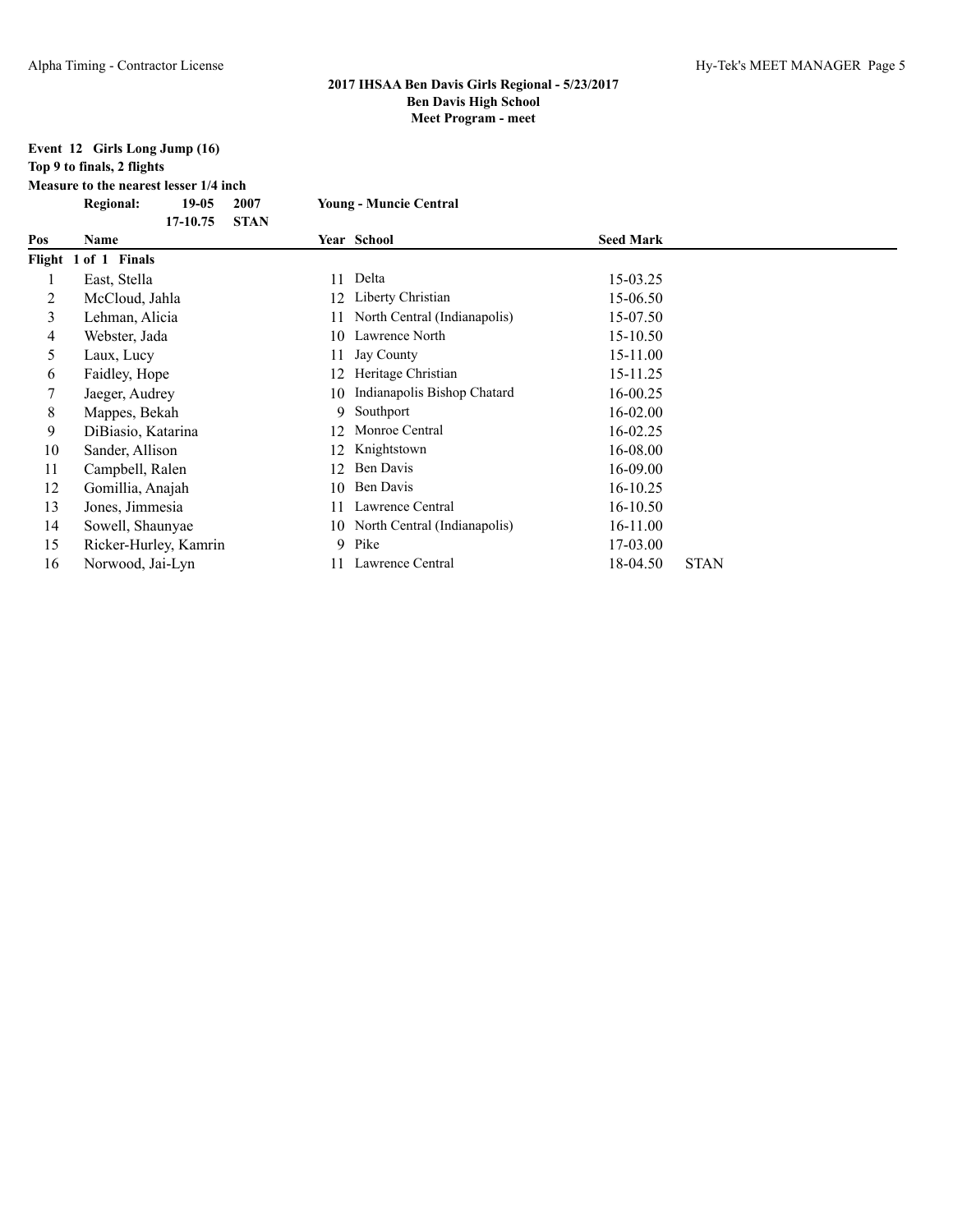## 2017 IHSAA Ben Davis Girls Regional - 5/23/2017
## Ben Davis High School
## Meet Program - meet

**Event 12 Girls Long Jump (16)**
**Top 9 to finals, 2 flights**
**Measure to the nearest lesser 1/4 inch**

| | | | |
|---|---|---|---|
| **Regional:** | **19-05** | **2007** | **Young - Muncie Central** |
| | **17-10.75** | **STAN** | |

| Pos | Name | Year | School | Seed Mark | |
|---|---|---|---|---|---|
| **Flight 1 of 1 Finals** | | | | | |
| 1 | East, Stella | 11 | Delta | 15-03.25 | |
| 2 | McCloud, Jahla | 12 | Liberty Christian | 15-06.50 | |
| 3 | Lehman, Alicia | 11 | North Central (Indianapolis) | 15-07.50 | |
| 4 | Webster, Jada | 10 | Lawrence North | 15-10.50 | |
| 5 | Laux, Lucy | 11 | Jay County | 15-11.00 | |
| 6 | Faidley, Hope | 12 | Heritage Christian | 15-11.25 | |
| 7 | Jaeger, Audrey | 10 | Indianapolis Bishop Chatard | 16-00.25 | |
| 8 | Mappes, Bekah | 9 | Southport | 16-02.00 | |
| 9 | DiBiasio, Katarina | 12 | Monroe Central | 16-02.25 | |
| 10 | Sander, Allison | 12 | Knightstown | 16-08.00 | |
| 11 | Campbell, Ralen | 12 | Ben Davis | 16-09.00 | |
| 12 | Gomillia, Anajah | 10 | Ben Davis | 16-10.25 | |
| 13 | Jones, Jimmesia | 11 | Lawrence Central | 16-10.50 | |
| 14 | Sowell, Shaunyae | 10 | North Central (Indianapolis) | 16-11.00 | |
| 15 | Ricker-Hurley, Kamrin | 9 | Pike | 17-03.00 | |
| 16 | Norwood, Jai-Lyn | 11 | Lawrence Central | 18-04.50 | STAN |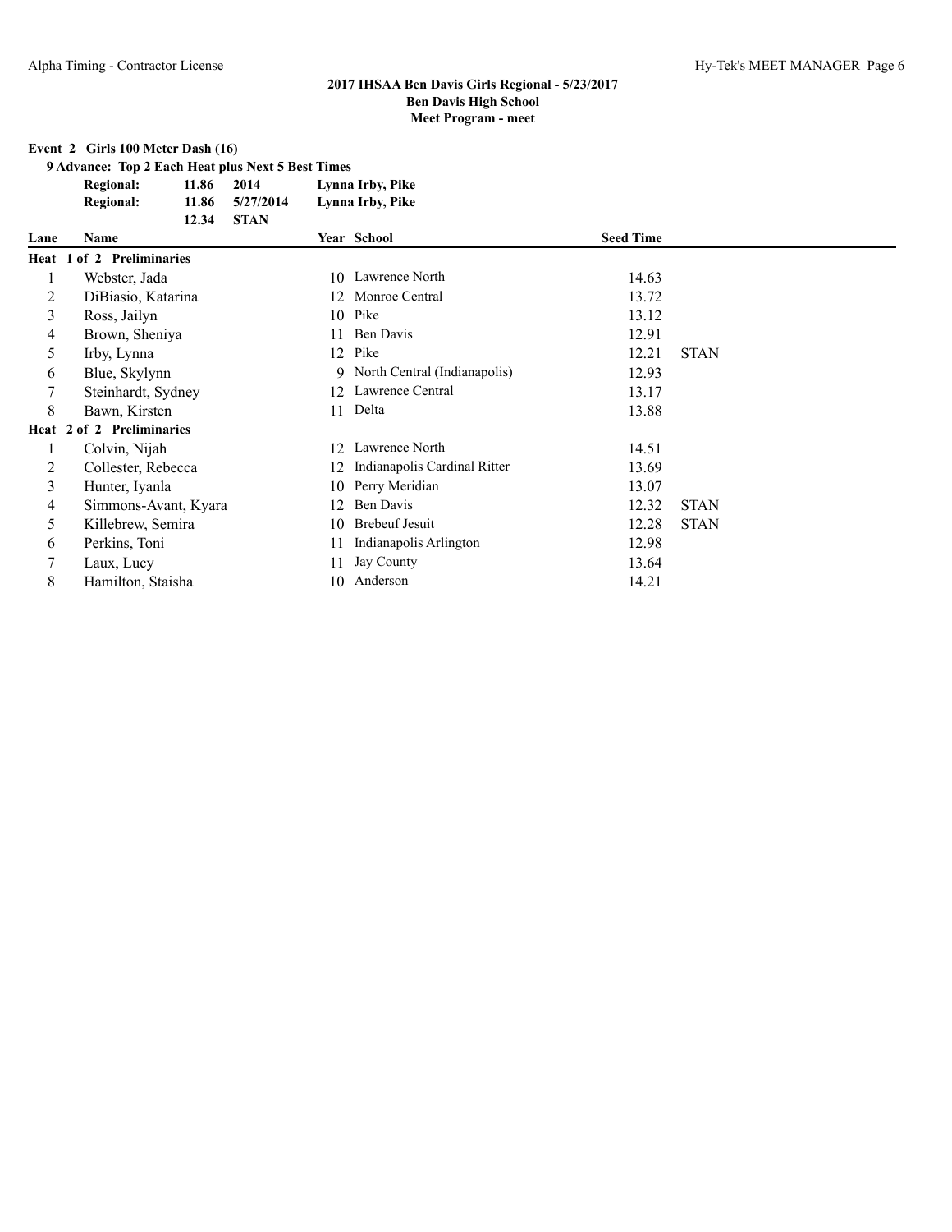**2017 IHSAA Ben Davis Girls Regional - 5/23/2017**
**Ben Davis High School**
**Meet Program - meet**

**Event 2 Girls 100 Meter Dash (16)**

**9 Advance: Top 2 Each Heat plus Next 5 Best Times**

| | | | |
|---|---|---|---|
| **Regional:** | **11.86** | **2014** | **Lynna Irby, Pike** |
| **Regional:** | **11.86** | **5/27/2014** | **Lynna Irby, Pike** |
| | **12.34** | **STAN** | |

| Lane | Name | Year | School | Seed Time | |
|---|---|---|---|---|---|
| **Heat 1 of 2 Preliminaries** | | | | | |
| 1 | Webster, Jada | 10 | Lawrence North | 14.63 | |
| 2 | DiBiasio, Katarina | 12 | Monroe Central | 13.72 | |
| 3 | Ross, Jailyn | 10 | Pike | 13.12 | |
| 4 | Brown, Sheniya | 11 | Ben Davis | 12.91 | |
| 5 | Irby, Lynna | 12 | Pike | 12.21 | STAN |
| 6 | Blue, Skylynn | 9 | North Central (Indianapolis) | 12.93 | |
| 7 | Steinhardt, Sydney | 12 | Lawrence Central | 13.17 | |
| 8 | Bawn, Kirsten | 11 | Delta | 13.88 | |
| **Heat 2 of 2 Preliminaries** | | | | | |
| 1 | Colvin, Nijah | 12 | Lawrence North | 14.51 | |
| 2 | Collester, Rebecca | 12 | Indianapolis Cardinal Ritter | 13.69 | |
| 3 | Hunter, Iyanla | 10 | Perry Meridian | 13.07 | |
| 4 | Simmons-Avant, Kyara | 12 | Ben Davis | 12.32 | STAN |
| 5 | Killebrew, Semira | 10 | Brebeuf Jesuit | 12.28 | STAN |
| 6 | Perkins, Toni | 11 | Indianapolis Arlington | 12.98 | |
| 7 | Laux, Lucy | 11 | Jay County | 13.64 | |
| 8 | Hamilton, Staisha | 10 | Anderson | 14.21 | |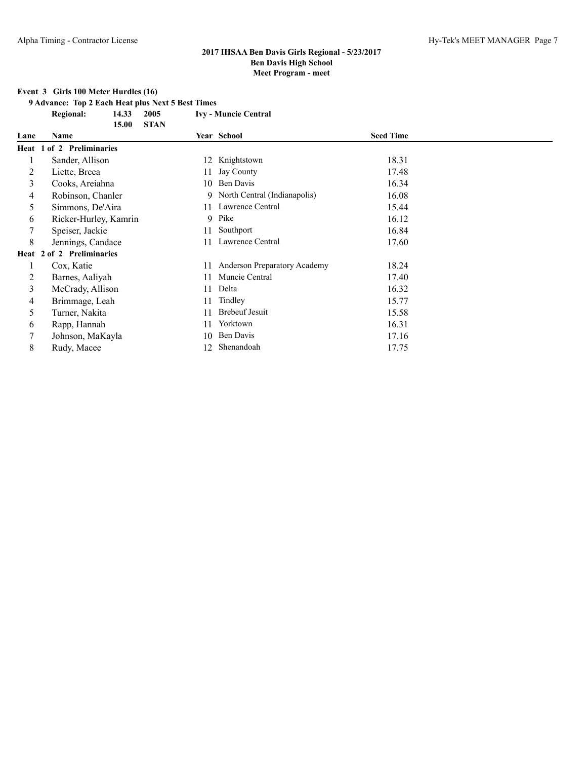## 2017 IHSAA Ben Davis Girls Regional - 5/23/2017
### Ben Davis High School
### Meet Program - meet

**Event 3 Girls 100 Meter Hurdles (16)**

**9 Advance: Top 2 Each Heat plus Next 5 Best Times**

| | | | |
|---|---|---|---|
| **Regional:** | **14.33** | **2005** | **Ivy - Muncie Central** |
| | **15.00** | **STAN** | |

| Lane | Name | Year | School | Seed Time |
|---|---|---|---|---|
| **Heat 1 of 2 Preliminaries** | | | | |
| 1 | Sander, Allison | 12 | Knightstown | 18.31 |
| 2 | Liette, Breea | 11 | Jay County | 17.48 |
| 3 | Cooks, Areiahna | 10 | Ben Davis | 16.34 |
| 4 | Robinson, Chanler | 9 | North Central (Indianapolis) | 16.08 |
| 5 | Simmons, De'Aira | 11 | Lawrence Central | 15.44 |
| 6 | Ricker-Hurley, Kamrin | 9 | Pike | 16.12 |
| 7 | Speiser, Jackie | 11 | Southport | 16.84 |
| 8 | Jennings, Candace | 11 | Lawrence Central | 17.60 |
| **Heat 2 of 2 Preliminaries** | | | | |
| 1 | Cox, Katie | 11 | Anderson Preparatory Academy | 18.24 |
| 2 | Barnes, Aaliyah | 11 | Muncie Central | 17.40 |
| 3 | McCrady, Allison | 11 | Delta | 16.32 |
| 4 | Brimmage, Leah | 11 | Tindley | 15.77 |
| 5 | Turner, Nakita | 11 | Brebeuf Jesuit | 15.58 |
| 6 | Rapp, Hannah | 11 | Yorktown | 16.31 |
| 7 | Johnson, MaKayla | 10 | Ben Davis | 17.16 |
| 8 | Rudy, Macee | 12 | Shenandoah | 17.75 |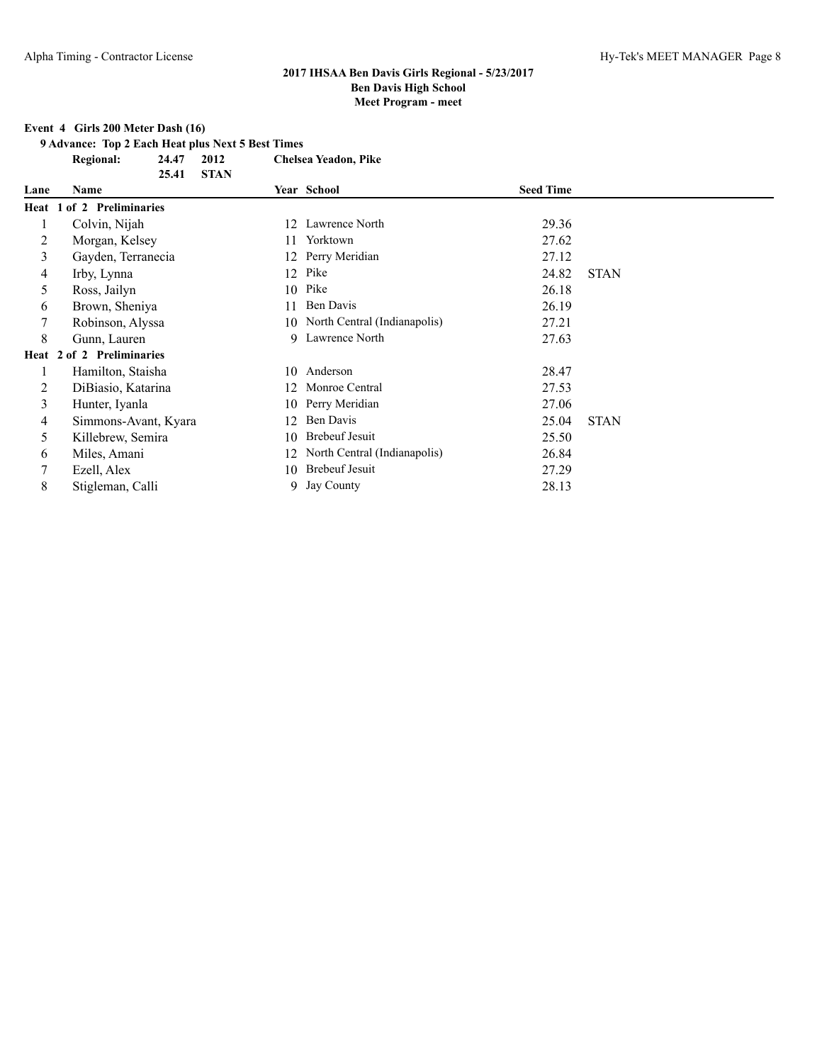**2017 IHSAA Ben Davis Girls Regional - 5/23/2017**
**Ben Davis High School**
**Meet Program - meet**

**Event 4 Girls 200 Meter Dash (16)**

**9 Advance: Top 2 Each Heat plus Next 5 Best Times**

| | | | |
|---|---|---|---|
| **Regional:** | **24.47** | **2012** | **Chelsea Yeadon, Pike** |
| | **25.41** | **STAN** | |

| Lane | Name | Year | School | Seed Time | |
|---|---|---|---|---|---|
| **Heat 1 of 2 Preliminaries** | | | | | |
| 1 | Colvin, Nijah | 12 | Lawrence North | 29.36 | |
| 2 | Morgan, Kelsey | 11 | Yorktown | 27.62 | |
| 3 | Gayden, Terranecia | 12 | Perry Meridian | 27.12 | |
| 4 | Irby, Lynna | 12 | Pike | 24.82 | STAN |
| 5 | Ross, Jailyn | 10 | Pike | 26.18 | |
| 6 | Brown, Sheniya | 11 | Ben Davis | 26.19 | |
| 7 | Robinson, Alyssa | 10 | North Central (Indianapolis) | 27.21 | |
| 8 | Gunn, Lauren | 9 | Lawrence North | 27.63 | |
| **Heat 2 of 2 Preliminaries** | | | | | |
| 1 | Hamilton, Staisha | 10 | Anderson | 28.47 | |
| 2 | DiBiasio, Katarina | 12 | Monroe Central | 27.53 | |
| 3 | Hunter, Iyanla | 10 | Perry Meridian | 27.06 | |
| 4 | Simmons-Avant, Kyara | 12 | Ben Davis | 25.04 | STAN |
| 5 | Killebrew, Semira | 10 | Brebeuf Jesuit | 25.50 | |
| 6 | Miles, Amani | 12 | North Central (Indianapolis) | 26.84 | |
| 7 | Ezell, Alex | 10 | Brebeuf Jesuit | 27.29 | |
| 8 | Stigleman, Calli | 9 | Jay County | 28.13 | |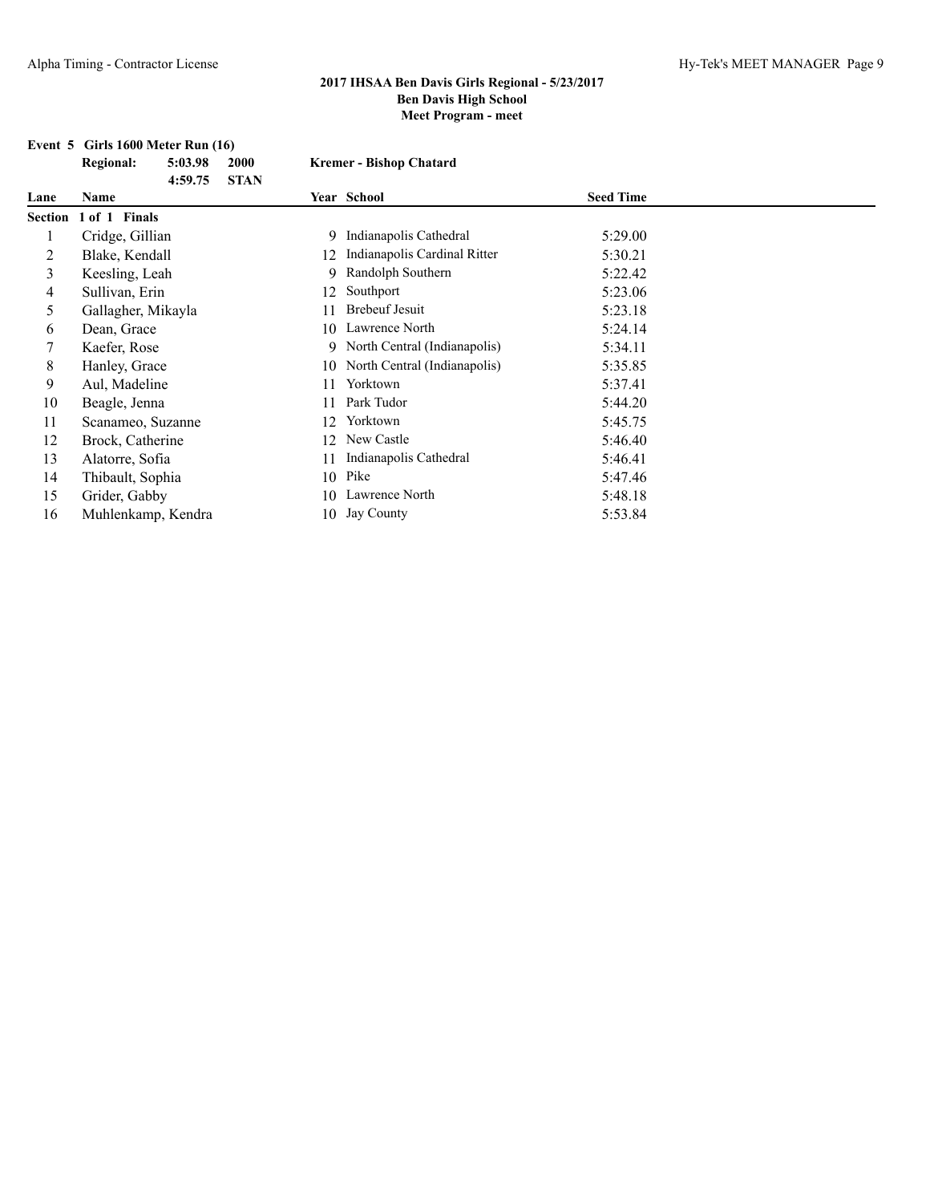## 2017 IHSAA Ben Davis Girls Regional - 5/23/2017
## Ben Davis High School
## Meet Program - meet

### Event 5 Girls 1600 Meter Run (16)

**Regional:** 5:03.98 2000 **Kremer - Bishop Chatard**
4:59.75 **STAN**

| Lane | Name | Year | School | Seed Time |
|---|---|---|---|---|
| **Section 1 of 1 Finals** | | | | |
| 1 | Cridge, Gillian | 9 | Indianapolis Cathedral | 5:29.00 |
| 2 | Blake, Kendall | 12 | Indianapolis Cardinal Ritter | 5:30.21 |
| 3 | Keesling, Leah | 9 | Randolph Southern | 5:22.42 |
| 4 | Sullivan, Erin | 12 | Southport | 5:23.06 |
| 5 | Gallagher, Mikayla | 11 | Brebeuf Jesuit | 5:23.18 |
| 6 | Dean, Grace | 10 | Lawrence North | 5:24.14 |
| 7 | Kaefer, Rose | 9 | North Central (Indianapolis) | 5:34.11 |
| 8 | Hanley, Grace | 10 | North Central (Indianapolis) | 5:35.85 |
| 9 | Aul, Madeline | 11 | Yorktown | 5:37.41 |
| 10 | Beagle, Jenna | 11 | Park Tudor | 5:44.20 |
| 11 | Scanameo, Suzanne | 12 | Yorktown | 5:45.75 |
| 12 | Brock, Catherine | 12 | New Castle | 5:46.40 |
| 13 | Alatorre, Sofia | 11 | Indianapolis Cathedral | 5:46.41 |
| 14 | Thibault, Sophia | 10 | Pike | 5:47.46 |
| 15 | Grider, Gabby | 10 | Lawrence North | 5:48.18 |
| 16 | Muhlenkamp, Kendra | 10 | Jay County | 5:53.84 |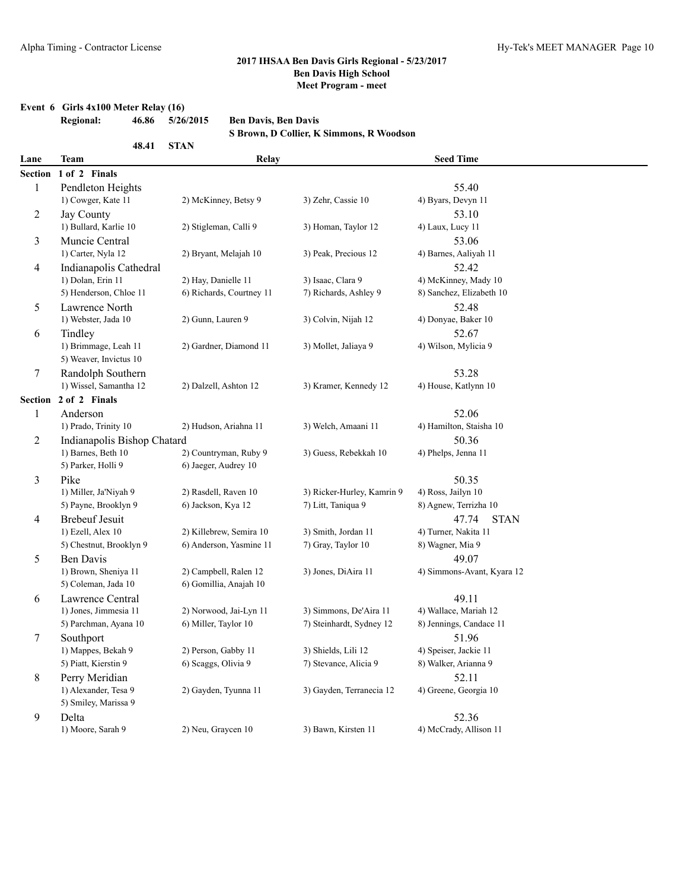## 2017 IHSAA Ben Davis Girls Regional - 5/23/2017
### Ben Davis High School
### Meet Program - meet

**Event 6 Girls 4x100 Meter Relay (16)**

**Regional: 46.86 5/26/2015 Ben Davis, Ben Davis**
**S Brown, D Collier, K Simmons, R Woodson**

**48.41 STAN**

| Lane | Team | Relay | | | Seed Time |
|---|---|---|---|---|---|
| **Section 1 of 2 Finals** | | | | | |
| 1 | Pendleton Heights | | | | 55.40 |
| | 1) Cowger, Kate 11 | 2) McKinney, Betsy 9 | 3) Zehr, Cassie 10 | 4) Byars, Devyn 11 | |
| 2 | Jay County | | | | 53.10 |
| | 1) Bullard, Karlie 10 | 2) Stigleman, Calli 9 | 3) Homan, Taylor 12 | 4) Laux, Lucy 11 | |
| 3 | Muncie Central | | | | 53.06 |
| | 1) Carter, Nyla 12 | 2) Bryant, Melajah 10 | 3) Peak, Precious 12 | 4) Barnes, Aaliyah 11 | |
| 4 | Indianapolis Cathedral | | | | 52.42 |
| | 1) Dolan, Erin 11 | 2) Hay, Danielle 11 | 3) Isaac, Clara 9 | 4) McKinney, Mady 10 | |
| | 5) Henderson, Chloe 11 | 6) Richards, Courtney 11 | 7) Richards, Ashley 9 | 8) Sanchez, Elizabeth 10 | |
| 5 | Lawrence North | | | | 52.48 |
| | 1) Webster, Jada 10 | 2) Gunn, Lauren 9 | 3) Colvin, Nijah 12 | 4) Donyae, Baker 10 | |
| 6 | Tindley | | | | 52.67 |
| | 1) Brimmage, Leah 11 | 2) Gardner, Diamond 11 | 3) Mollet, Jaliaya 9 | 4) Wilson, Mylicia 9 | |
| | 5) Weaver, Invictus 10 | | | | |
| 7 | Randolph Southern | | | | 53.28 |
| | 1) Wissel, Samantha 12 | 2) Dalzell, Ashton 12 | 3) Kramer, Kennedy 12 | 4) House, Katlynn 10 | |
| **Section 2 of 2 Finals** | | | | | |
| 1 | Anderson | | | | 52.06 |
| | 1) Prado, Trinity 10 | 2) Hudson, Ariahna 11 | 3) Welch, Amaani 11 | 4) Hamilton, Staisha 10 | |
| 2 | Indianapolis Bishop Chatard | | | | 50.36 |
| | 1) Barnes, Beth 10 | 2) Countryman, Ruby 9 | 3) Guess, Rebekkah 10 | 4) Phelps, Jenna 11 | |
| | 5) Parker, Holli 9 | 6) Jaeger, Audrey 10 | | | |
| 3 | Pike | | | | 50.35 |
| | 1) Miller, Ja'Niyah 9 | 2) Rasdell, Raven 10 | 3) Ricker-Hurley, Kamrin 9 | 4) Ross, Jailyn 10 | |
| | 5) Payne, Brooklyn 9 | 6) Jackson, Kya 12 | 7) Litt, Taniqua 9 | 8) Agnew, Terrizha 10 | |
| 4 | Brebeuf Jesuit | | | | 47.74 STAN |
| | 1) Ezell, Alex 10 | 2) Killebrew, Semira 10 | 3) Smith, Jordan 11 | 4) Turner, Nakita 11 | |
| | 5) Chestnut, Brooklyn 9 | 6) Anderson, Yasmine 11 | 7) Gray, Taylor 10 | 8) Wagner, Mia 9 | |
| 5 | Ben Davis | | | | 49.07 |
| | 1) Brown, Sheniya 11 | 2) Campbell, Ralen 12 | 3) Jones, DiAira 11 | 4) Simmons-Avant, Kyara 12 | |
| | 5) Coleman, Jada 10 | 6) Gomillia, Anajah 10 | | | |
| 6 | Lawrence Central | | | | 49.11 |
| | 1) Jones, Jimmesia 11 | 2) Norwood, Jai-Lyn 11 | 3) Simmons, De'Aira 11 | 4) Wallace, Mariah 12 | |
| | 5) Parchman, Ayana 10 | 6) Miller, Taylor 10 | 7) Steinhardt, Sydney 12 | 8) Jennings, Candace 11 | |
| 7 | Southport | | | | 51.96 |
| | 1) Mappes, Bekah 9 | 2) Person, Gabby 11 | 3) Shields, Lili 12 | 4) Speiser, Jackie 11 | |
| | 5) Piatt, Kierstin 9 | 6) Scaggs, Olivia 9 | 7) Stevance, Alicia 9 | 8) Walker, Arianna 9 | |
| 8 | Perry Meridian | | | | 52.11 |
| | 1) Alexander, Tesa 9 | 2) Gayden, Tyunna 11 | 3) Gayden, Terranecia 12 | 4) Greene, Georgia 10 | |
| | 5) Smiley, Marissa 9 | | | | |
| 9 | Delta | | | | 52.36 |
| | 1) Moore, Sarah 9 | 2) Neu, Graycen 10 | 3) Bawn, Kirsten 11 | 4) McCrady, Allison 11 | |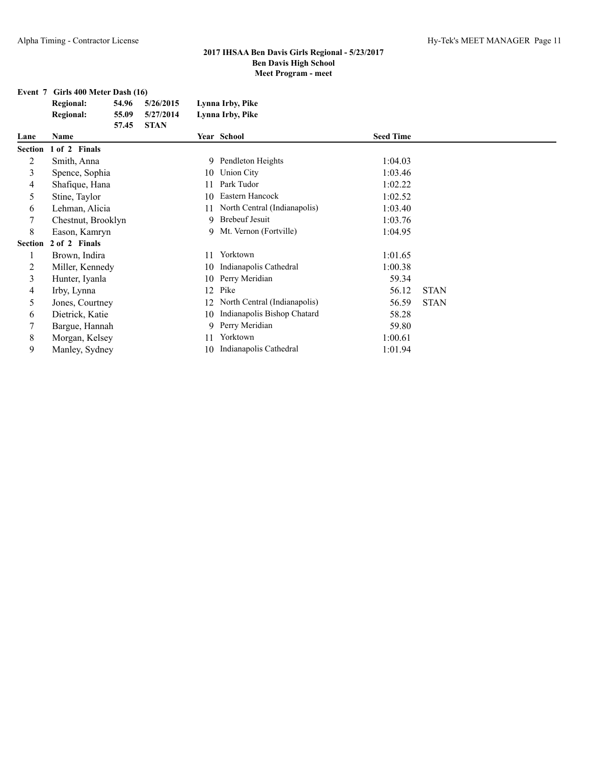## 2017 IHSAA Ben Davis Girls Regional - 5/23/2017
## Ben Davis High School
## Meet Program - meet

**Event 7 Girls 400 Meter Dash (16)**

| | | | |
|---|---|---|---|
| **Regional:** | **54.96** | **5/26/2015** | **Lynna Irby, Pike** |
| **Regional:** | **55.09** | **5/27/2014** | **Lynna Irby, Pike** |
| | **57.45** | **STAN** | |

| Lane | Name | Year | School | Seed Time | |
|---|---|---|---|---|---|
| **Section 1 of 2 Finals** | | | | | |
| 2 | Smith, Anna | 9 | Pendleton Heights | 1:04.03 | |
| 3 | Spence, Sophia | 10 | Union City | 1:03.46 | |
| 4 | Shafique, Hana | 11 | Park Tudor | 1:02.22 | |
| 5 | Stine, Taylor | 10 | Eastern Hancock | 1:02.52 | |
| 6 | Lehman, Alicia | 11 | North Central (Indianapolis) | 1:03.40 | |
| 7 | Chestnut, Brooklyn | 9 | Brebeuf Jesuit | 1:03.76 | |
| 8 | Eason, Kamryn | 9 | Mt. Vernon (Fortville) | 1:04.95 | |
| **Section 2 of 2 Finals** | | | | | |
| 1 | Brown, Indira | 11 | Yorktown | 1:01.65 | |
| 2 | Miller, Kennedy | 10 | Indianapolis Cathedral | 1:00.38 | |
| 3 | Hunter, Iyanla | 10 | Perry Meridian | 59.34 | |
| 4 | Irby, Lynna | 12 | Pike | 56.12 | STAN |
| 5 | Jones, Courtney | 12 | North Central (Indianapolis) | 56.59 | STAN |
| 6 | Dietrick, Katie | 10 | Indianapolis Bishop Chatard | 58.28 | |
| 7 | Bargue, Hannah | 9 | Perry Meridian | 59.80 | |
| 8 | Morgan, Kelsey | 11 | Yorktown | 1:00.61 | |
| 9 | Manley, Sydney | 10 | Indianapolis Cathedral | 1:01.94 | |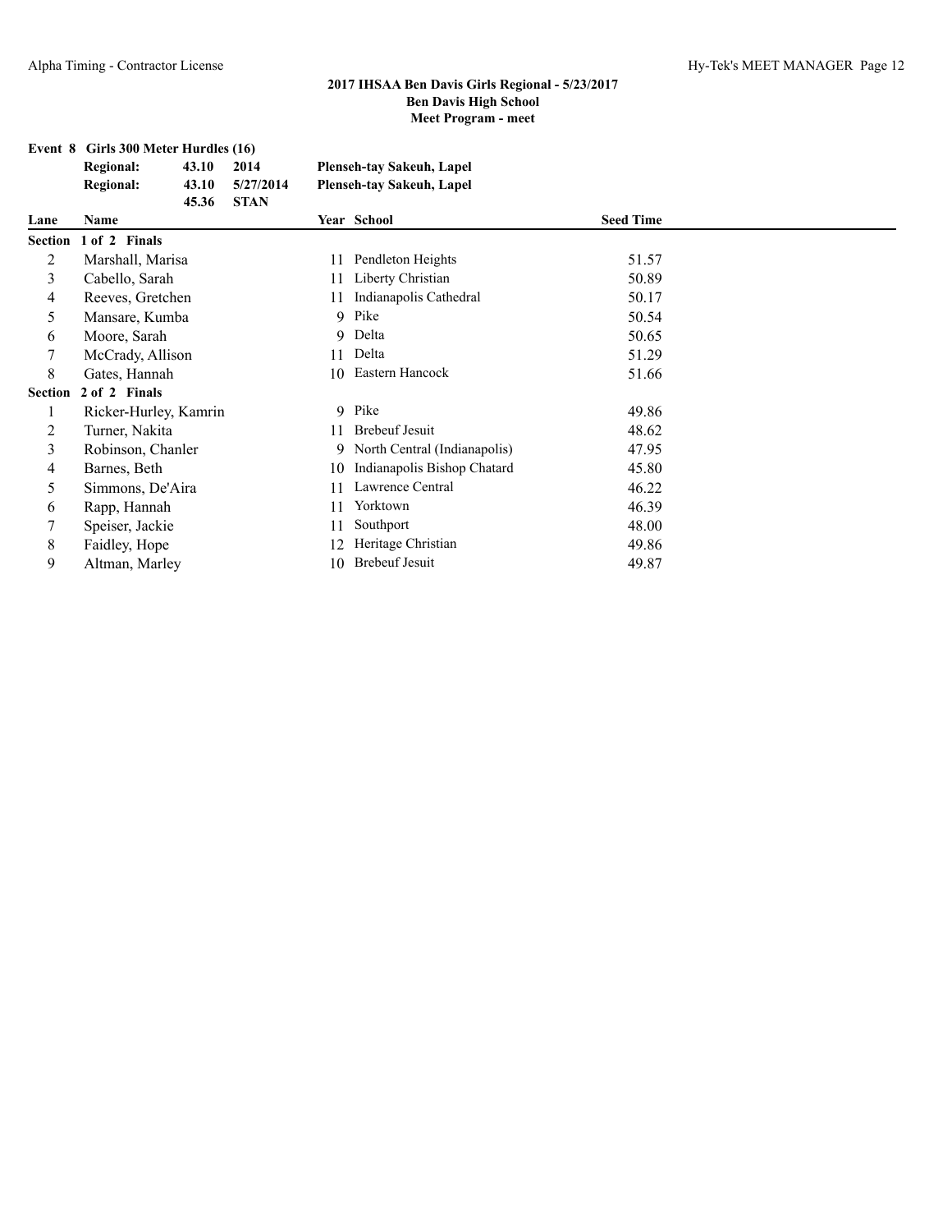**2017 IHSAA Ben Davis Girls Regional - 5/23/2017**
**Ben Davis High School**
**Meet Program - meet**

### Event 8 Girls 300 Meter Hurdles (16)

| | | | |
|---|---|---|---|
| **Regional:** | **43.10** | **2014** | **Plenseh-tay Sakeuh, Lapel** |
| **Regional:** | **43.10** | **5/27/2014** | **Plenseh-tay Sakeuh, Lapel** |
| | **45.36** | **STAN** | |

| Lane | Name | Year | School | Seed Time |
|---|---|---|---|---|
| **Section 1 of 2 Finals** | | | | |
| 2 | Marshall, Marisa | 11 | Pendleton Heights | 51.57 |
| 3 | Cabello, Sarah | 11 | Liberty Christian | 50.89 |
| 4 | Reeves, Gretchen | 11 | Indianapolis Cathedral | 50.17 |
| 5 | Mansare, Kumba | 9 | Pike | 50.54 |
| 6 | Moore, Sarah | 9 | Delta | 50.65 |
| 7 | McCrady, Allison | 11 | Delta | 51.29 |
| 8 | Gates, Hannah | 10 | Eastern Hancock | 51.66 |
| **Section 2 of 2 Finals** | | | | |
| 1 | Ricker-Hurley, Kamrin | 9 | Pike | 49.86 |
| 2 | Turner, Nakita | 11 | Brebeuf Jesuit | 48.62 |
| 3 | Robinson, Chanler | 9 | North Central (Indianapolis) | 47.95 |
| 4 | Barnes, Beth | 10 | Indianapolis Bishop Chatard | 45.80 |
| 5 | Simmons, De'Aira | 11 | Lawrence Central | 46.22 |
| 6 | Rapp, Hannah | 11 | Yorktown | 46.39 |
| 7 | Speiser, Jackie | 11 | Southport | 48.00 |
| 8 | Faidley, Hope | 12 | Heritage Christian | 49.86 |
| 9 | Altman, Marley | 10 | Brebeuf Jesuit | 49.87 |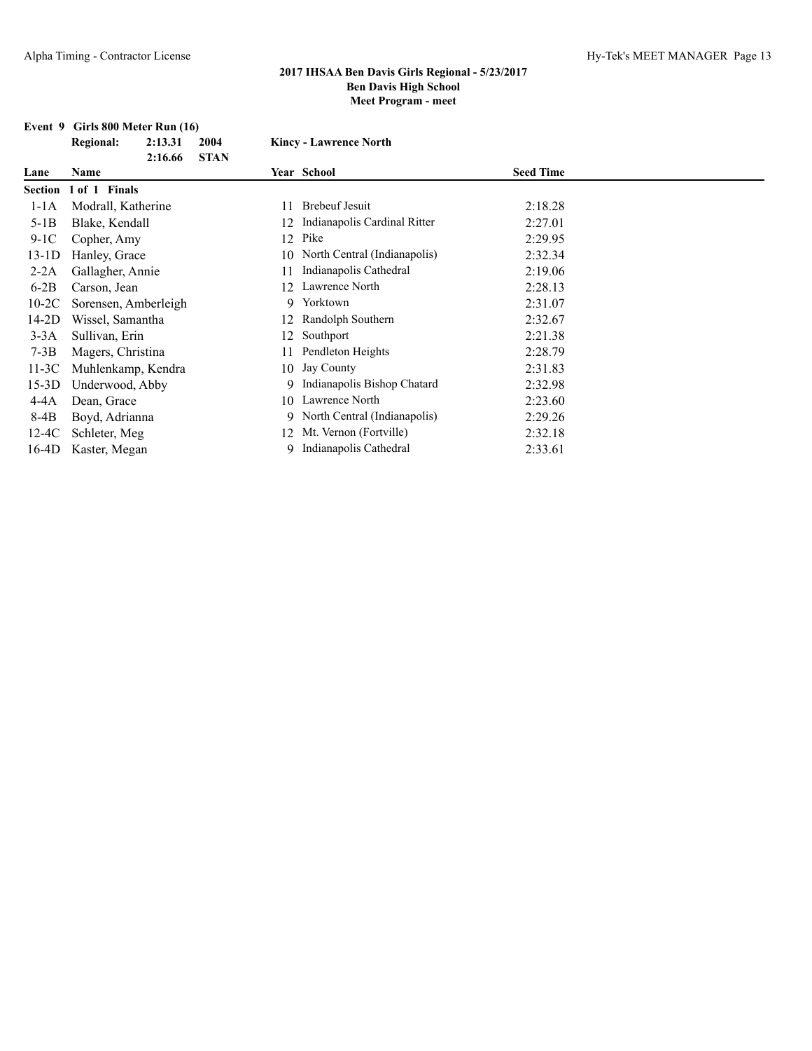## 2017 IHSAA Ben Davis Girls Regional - 5/23/2017
## Ben Davis High School
## Meet Program - meet

**Event 9 Girls 800 Meter Run (16)**

| | | | |
|---|---|---|---|
| **Regional:** | **2:13.31** | **2004** | **Kincy - Lawrence North** |
| | **2:16.66** | **STAN** | |

| Lane | Name | Year | School | Seed Time |
|---|---|---|---|---|
| **Section 1 of 1 Finals** | | | | |
| 1-1A | Modrall, Katherine | 11 | Brebeuf Jesuit | 2:18.28 |
| 5-1B | Blake, Kendall | 12 | Indianapolis Cardinal Ritter | 2:27.01 |
| 9-1C | Copher, Amy | 12 | Pike | 2:29.95 |
| 13-1D | Hanley, Grace | 10 | North Central (Indianapolis) | 2:32.34 |
| 2-2A | Gallagher, Annie | 11 | Indianapolis Cathedral | 2:19.06 |
| 6-2B | Carson, Jean | 12 | Lawrence North | 2:28.13 |
| 10-2C | Sorensen, Amberleigh | 9 | Yorktown | 2:31.07 |
| 14-2D | Wissel, Samantha | 12 | Randolph Southern | 2:32.67 |
| 3-3A | Sullivan, Erin | 12 | Southport | 2:21.38 |
| 7-3B | Magers, Christina | 11 | Pendleton Heights | 2:28.79 |
| 11-3C | Muhlenkamp, Kendra | 10 | Jay County | 2:31.83 |
| 15-3D | Underwood, Abby | 9 | Indianapolis Bishop Chatard | 2:32.98 |
| 4-4A | Dean, Grace | 10 | Lawrence North | 2:23.60 |
| 8-4B | Boyd, Adrianna | 9 | North Central (Indianapolis) | 2:29.26 |
| 12-4C | Schleter, Meg | 12 | Mt. Vernon (Fortville) | 2:32.18 |
| 16-4D | Kaster, Megan | 9 | Indianapolis Cathedral | 2:33.61 |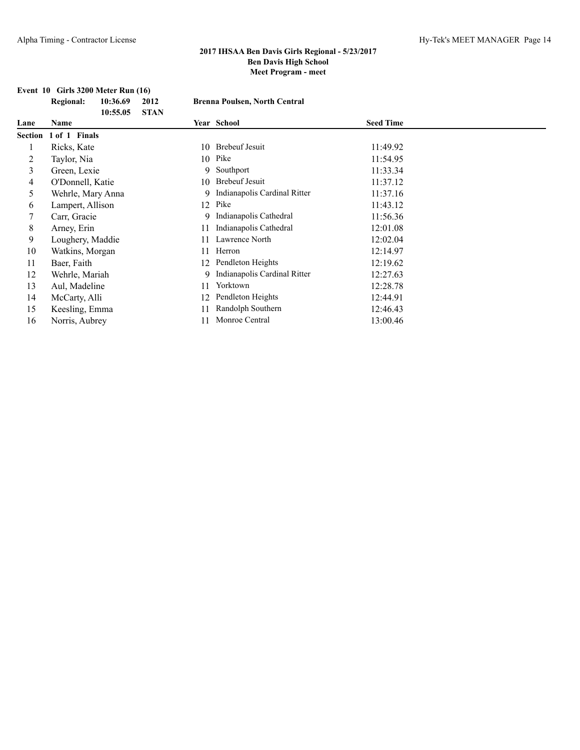## 2017 IHSAA Ben Davis Girls Regional - 5/23/2017
## Ben Davis High School
## Meet Program - meet

**Event 10 Girls 3200 Meter Run (16)**

**Regional:** 10:36.69 2012 **Brenna Poulsen, North Central**
10:55.05 STAN

| Lane | Name | Year | School | Seed Time |
|---|---|---|---|---|
| **Section 1 of 1 Finals** | | | | |
| 1 | Ricks, Kate | 10 | Brebeuf Jesuit | 11:49.92 |
| 2 | Taylor, Nia | 10 | Pike | 11:54.95 |
| 3 | Green, Lexie | 9 | Southport | 11:33.34 |
| 4 | O'Donnell, Katie | 10 | Brebeuf Jesuit | 11:37.12 |
| 5 | Wehrle, Mary Anna | 9 | Indianapolis Cardinal Ritter | 11:37.16 |
| 6 | Lampert, Allison | 12 | Pike | 11:43.12 |
| 7 | Carr, Gracie | 9 | Indianapolis Cathedral | 11:56.36 |
| 8 | Arney, Erin | 11 | Indianapolis Cathedral | 12:01.08 |
| 9 | Loughery, Maddie | 11 | Lawrence North | 12:02.04 |
| 10 | Watkins, Morgan | 11 | Herron | 12:14.97 |
| 11 | Baer, Faith | 12 | Pendleton Heights | 12:19.62 |
| 12 | Wehrle, Mariah | 9 | Indianapolis Cardinal Ritter | 12:27.63 |
| 13 | Aul, Madeline | 11 | Yorktown | 12:28.78 |
| 14 | McCarty, Alli | 12 | Pendleton Heights | 12:44.91 |
| 15 | Keesling, Emma | 11 | Randolph Southern | 12:46.43 |
| 16 | Norris, Aubrey | 11 | Monroe Central | 13:00.46 |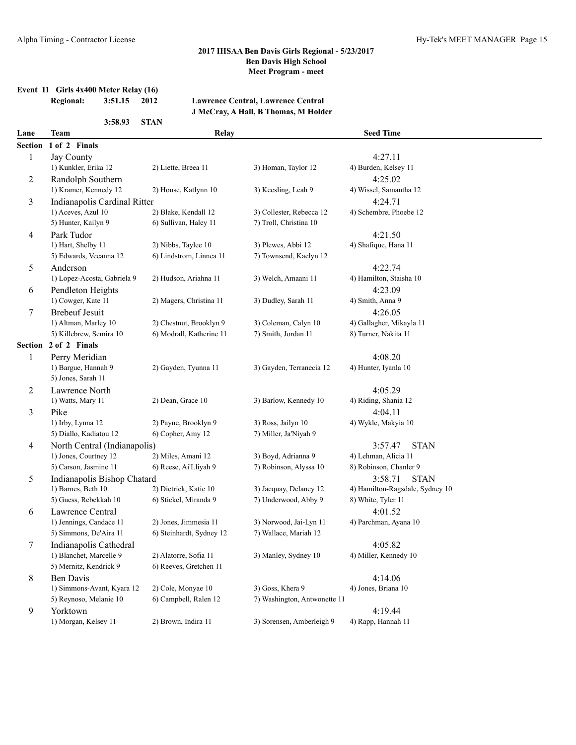## 2017 IHSAA Ben Davis Girls Regional - 5/23/2017
**Ben Davis High School**
**Meet Program - meet**

**Event 11 Girls 4x400 Meter Relay (16)**

**Regional:** **3:51.15** **2012** **Lawrence Central, Lawrence Central**
**J McCray, A Hall, B Thomas, M Holder**

**3:58.93** **STAN**

| Lane | Team | Relay | | Seed Time |
|---|---|---|---|---|
| **Section 1 of 2 Finals** | | | | |
| 1 | Jay County | | | 4:27.11 |
| | 1) Kunkler, Erika 12 | 2) Liette, Breea 11 | 3) Homan, Taylor 12 | 4) Burden, Kelsey 11 |
| 2 | Randolph Southern | | | 4:25.02 |
| | 1) Kramer, Kennedy 12 | 2) House, Katlynn 10 | 3) Keesling, Leah 9 | 4) Wissel, Samantha 12 |
| 3 | Indianapolis Cardinal Ritter | | | 4:24.71 |
| | 1) Aceves, Azul 10 | 2) Blake, Kendall 12 | 3) Collester, Rebecca 12 | 4) Schembre, Phoebe 12 |
| | 5) Hunter, Kailyn 9 | 6) Sullivan, Haley 11 | 7) Troll, Christina 10 | |
| 4 | Park Tudor | | | 4:21.50 |
| | 1) Hart, Shelby 11 | 2) Nibbs, Taylee 10 | 3) Plewes, Abbi 12 | 4) Shafique, Hana 11 |
| | 5) Edwards, Veeanna 12 | 6) Lindstrom, Linnea 11 | 7) Townsend, Kaelyn 12 | |
| 5 | Anderson | | | 4:22.74 |
| | 1) Lopez-Acosta, Gabriela 9 | 2) Hudson, Ariahna 11 | 3) Welch, Amaani 11 | 4) Hamilton, Staisha 10 |
| 6 | Pendleton Heights | | | 4:23.09 |
| | 1) Cowger, Kate 11 | 2) Magers, Christina 11 | 3) Dudley, Sarah 11 | 4) Smith, Anna 9 |
| 7 | Brebeuf Jesuit | | | 4:26.05 |
| | 1) Altman, Marley 10 | 2) Chestnut, Brooklyn 9 | 3) Coleman, Calyn 10 | 4) Gallagher, Mikayla 11 |
| | 5) Killebrew, Semira 10 | 6) Modrall, Katherine 11 | 7) Smith, Jordan 11 | 8) Turner, Nakita 11 |
| **Section 2 of 2 Finals** | | | | |
| 1 | Perry Meridian | | | 4:08.20 |
| | 1) Bargue, Hannah 9 | 2) Gayden, Tyunna 11 | 3) Gayden, Terranecia 12 | 4) Hunter, Iyanla 10 |
| | 5) Jones, Sarah 11 | | | |
| 2 | Lawrence North | | | 4:05.29 |
| | 1) Watts, Mary 11 | 2) Dean, Grace 10 | 3) Barlow, Kennedy 10 | 4) Riding, Shania 12 |
| 3 | Pike | | | 4:04.11 |
| | 1) Irby, Lynna 12 | 2) Payne, Brooklyn 9 | 3) Ross, Jailyn 10 | 4) Wykle, Makyia 10 |
| | 5) Diallo, Kadiatou 12 | 6) Copher, Amy 12 | 7) Miller, Ja'Niyah 9 | |
| 4 | North Central (Indianapolis) | | | 3:57.47 STAN |
| | 1) Jones, Courtney 12 | 2) Miles, Amani 12 | 3) Boyd, Adrianna 9 | 4) Lehman, Alicia 11 |
| | 5) Carson, Jasmine 11 | 6) Reese, Ai'Lliyah 9 | 7) Robinson, Alyssa 10 | 8) Robinson, Chanler 9 |
| 5 | Indianapolis Bishop Chatard | | | 3:58.71 STAN |
| | 1) Barnes, Beth 10 | 2) Dietrick, Katie 10 | 3) Jacquay, Delaney 12 | 4) Hamilton-Ragsdale, Sydney 10 |
| | 5) Guess, Rebekkah 10 | 6) Stickel, Miranda 9 | 7) Underwood, Abby 9 | 8) White, Tyler 11 |
| 6 | Lawrence Central | | | 4:01.52 |
| | 1) Jennings, Candace 11 | 2) Jones, Jimmesia 11 | 3) Norwood, Jai-Lyn 11 | 4) Parchman, Ayana 10 |
| | 5) Simmons, De'Aira 11 | 6) Steinhardt, Sydney 12 | 7) Wallace, Mariah 12 | |
| 7 | Indianapolis Cathedral | | | 4:05.82 |
| | 1) Blanchet, Marcelle 9 | 2) Alatorre, Sofia 11 | 3) Manley, Sydney 10 | 4) Miller, Kennedy 10 |
| | 5) Mernitz, Kendrick 9 | 6) Reeves, Gretchen 11 | | |
| 8 | Ben Davis | | | 4:14.06 |
| | 1) Simmons-Avant, Kyara 12 | 2) Cole, Monyae 10 | 3) Goss, Khera 9 | 4) Jones, Briana 10 |
| | 5) Reynoso, Melanie 10 | 6) Campbell, Ralen 12 | 7) Washington, Antwonette 11 | |
| 9 | Yorktown | | | 4:19.44 |
| | 1) Morgan, Kelsey 11 | 2) Brown, Indira 11 | 3) Sorensen, Amberleigh 9 | 4) Rapp, Hannah 11 |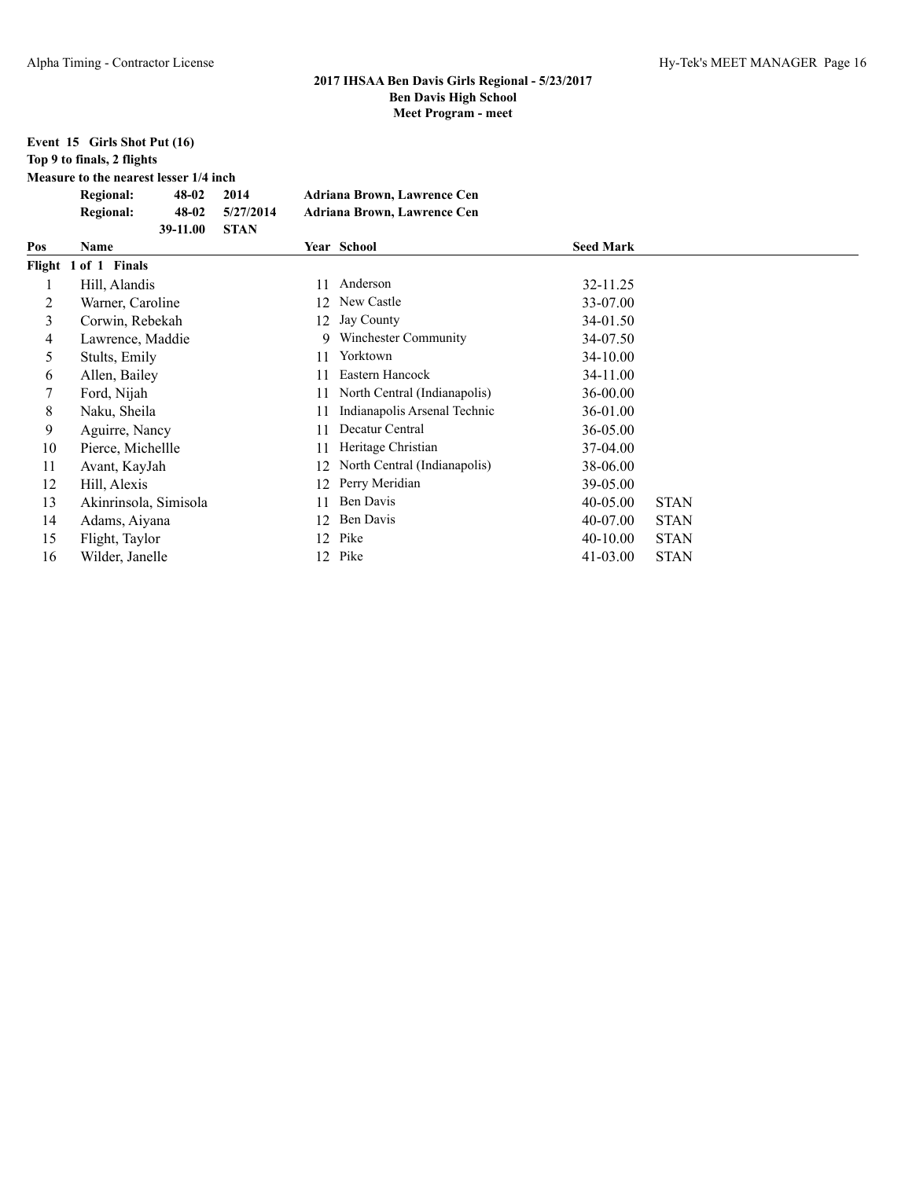**2017 IHSAA Ben Davis Girls Regional - 5/23/2017**
**Ben Davis High School**
**Meet Program - meet**

**Event 15 Girls Shot Put (16)**
**Top 9 to finals, 2 flights**
**Measure to the nearest lesser 1/4 inch**

| | | | |
|---|---|---|---|
| **Regional:** | **48-02** | **2014** | **Adriana Brown, Lawrence Cen** |
| **Regional:** | **48-02** | **5/27/2014** | **Adriana Brown, Lawrence Cen** |
| | **39-11.00** | **STAN** | |

| Pos | Name | Year | School | Seed Mark | |
|---|---|---|---|---|---|
| **Flight 1 of 1 Finals** | | | | | |
| 1 | Hill, Alandis | 11 | Anderson | 32-11.25 | |
| 2 | Warner, Caroline | 12 | New Castle | 33-07.00 | |
| 3 | Corwin, Rebekah | 12 | Jay County | 34-01.50 | |
| 4 | Lawrence, Maddie | 9 | Winchester Community | 34-07.50 | |
| 5 | Stults, Emily | 11 | Yorktown | 34-10.00 | |
| 6 | Allen, Bailey | 11 | Eastern Hancock | 34-11.00 | |
| 7 | Ford, Nijah | 11 | North Central (Indianapolis) | 36-00.00 | |
| 8 | Naku, Sheila | 11 | Indianapolis Arsenal Technic | 36-01.00 | |
| 9 | Aguirre, Nancy | 11 | Decatur Central | 36-05.00 | |
| 10 | Pierce, Michellle | 11 | Heritage Christian | 37-04.00 | |
| 11 | Avant, KayJah | 12 | North Central (Indianapolis) | 38-06.00 | |
| 12 | Hill, Alexis | 12 | Perry Meridian | 39-05.00 | |
| 13 | Akinrinsola, Simisola | 11 | Ben Davis | 40-05.00 | STAN |
| 14 | Adams, Aiyana | 12 | Ben Davis | 40-07.00 | STAN |
| 15 | Flight, Taylor | 12 | Pike | 40-10.00 | STAN |
| 16 | Wilder, Janelle | 12 | Pike | 41-03.00 | STAN |